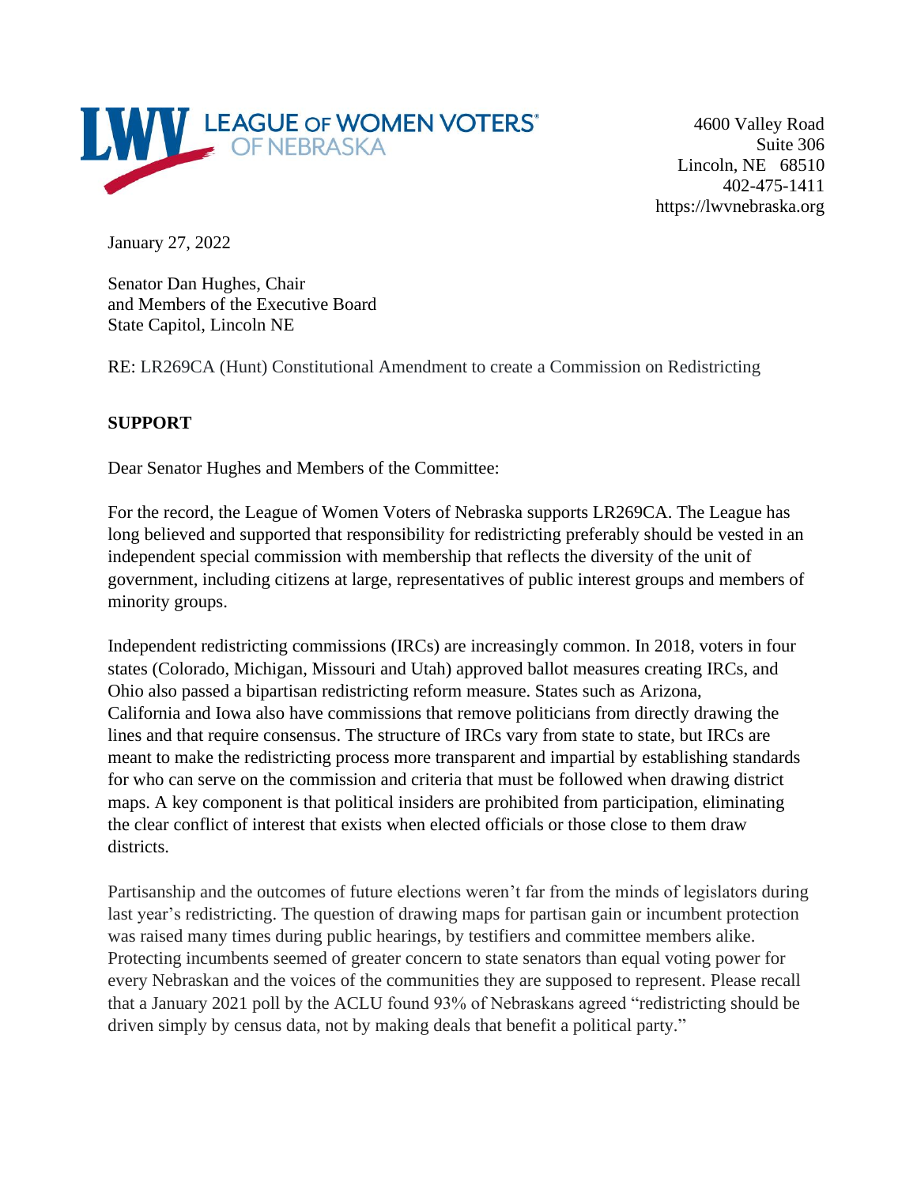LEAGUE OF WOMEN VOTERS® OF NEBRASKA

4600 Valley Road
Suite 306
Lincoln, NE 68510
402-475-1411
https://lwvnebraska.org

January 27, 2022

Senator Dan Hughes, Chair
and Members of the Executive Board
State Capitol, Lincoln NE

RE: LR269CA (Hunt) Constitutional Amendment to create a Commission on Redistricting

**SUPPORT**

Dear Senator Hughes and Members of the Committee:

For the record, the League of Women Voters of Nebraska supports LR269CA. The League has long believed and supported that responsibility for redistricting preferably should be vested in an independent special commission with membership that reflects the diversity of the unit of government, including citizens at large, representatives of public interest groups and members of minority groups.

Independent redistricting commissions (IRCs) are increasingly common. In 2018, voters in four states (Colorado, Michigan, Missouri and Utah) approved ballot measures creating IRCs, and Ohio also passed a bipartisan redistricting reform measure. States such as Arizona, California and Iowa also have commissions that remove politicians from directly drawing the lines and that require consensus. The structure of IRCs vary from state to state, but IRCs are meant to make the redistricting process more transparent and impartial by establishing standards for who can serve on the commission and criteria that must be followed when drawing district maps. A key component is that political insiders are prohibited from participation, eliminating the clear conflict of interest that exists when elected officials or those close to them draw districts.

Partisanship and the outcomes of future elections weren't far from the minds of legislators during last year's redistricting. The question of drawing maps for partisan gain or incumbent protection was raised many times during public hearings, by testifiers and committee members alike. Protecting incumbents seemed of greater concern to state senators than equal voting power for every Nebraskan and the voices of the communities they are supposed to represent. Please recall that a January 2021 poll by the ACLU found 93% of Nebraskans agreed "redistricting should be driven simply by census data, not by making deals that benefit a political party."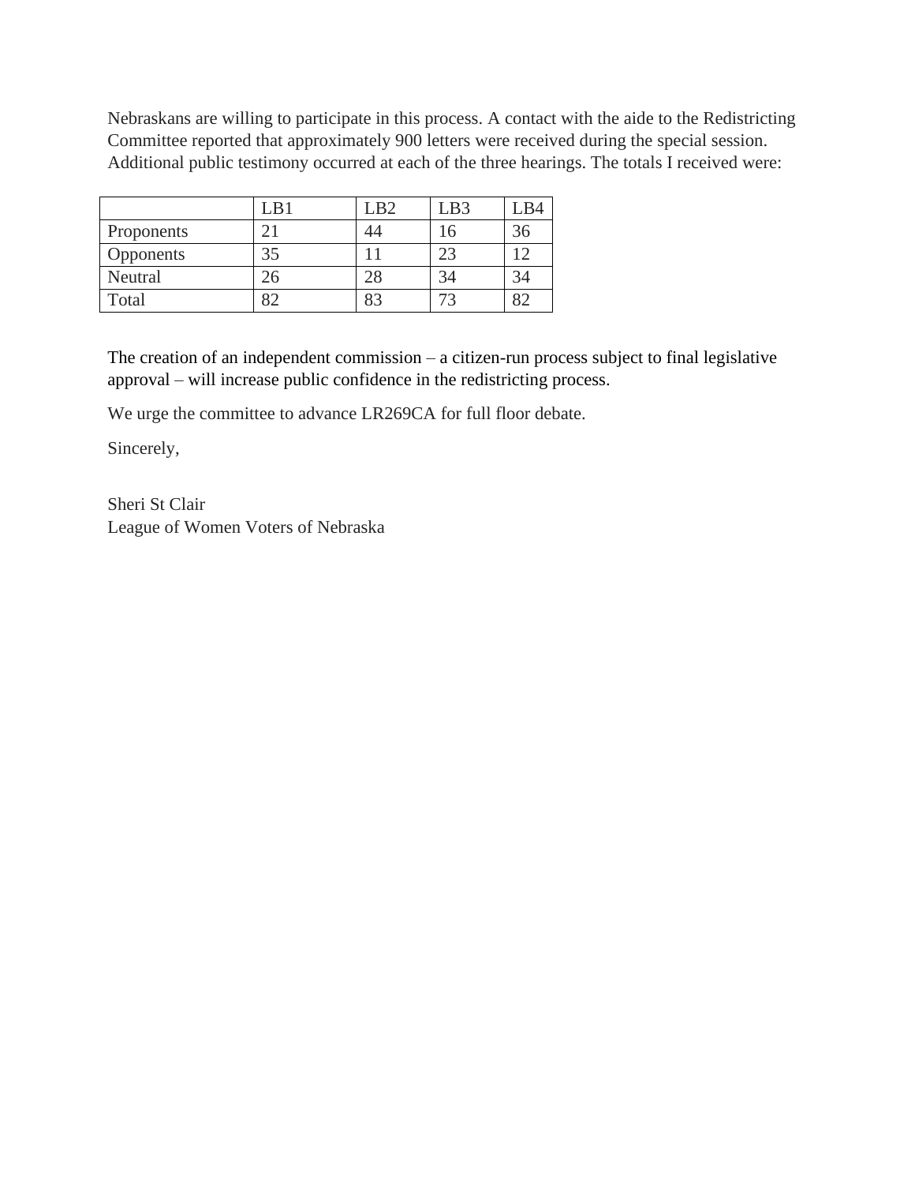Nebraskans are willing to participate in this process. A contact with the aide to the Redistricting Committee reported that approximately 900 letters were received during the special session. Additional public testimony occurred at each of the three hearings. The totals I received were:

| | LB1 | LB2 | LB3 | LB4 |
|---|---|---|---|---|
| Proponents | 21 | 44 | 16 | 36 |
| Opponents | 35 | 11 | 23 | 12 |
| Neutral | 26 | 28 | 34 | 34 |
| Total | 82 | 83 | 73 | 82 |

The creation of an independent commission – a citizen-run process subject to final legislative approval – will increase public confidence in the redistricting process.

We urge the committee to advance LR269CA for full floor debate.

Sincerely,

Sheri St Clair
League of Women Voters of Nebraska